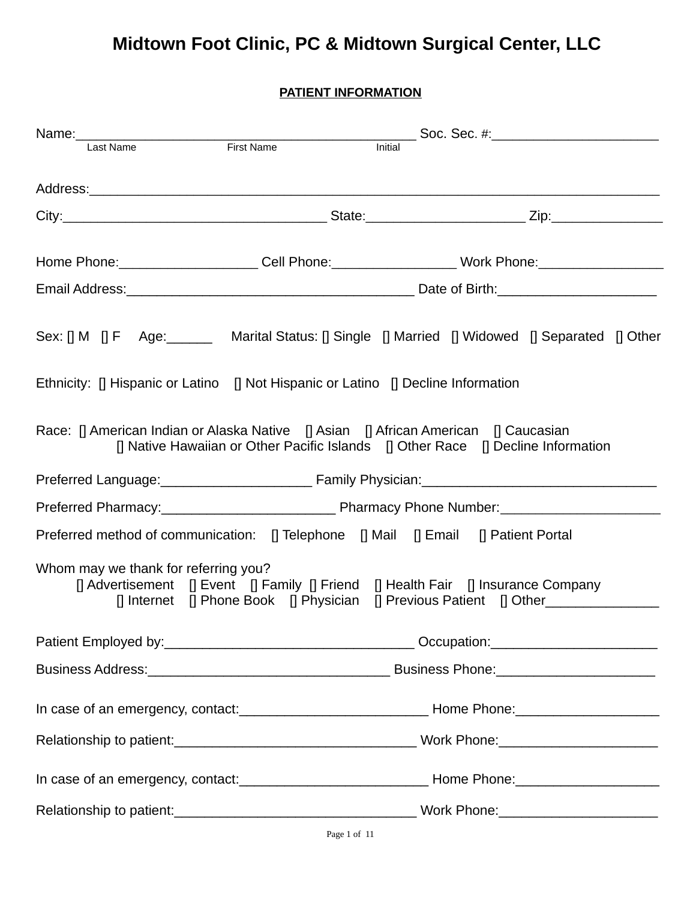# Midtown Foot Clinic, PC & Midtown Surgical Center, LLC

**PATIENT INFORMATION**

Name:_____________________________________________ Soc. Sec. #:______________________
Last Name First Name Initial

Address:_________________________________________________________________________________

City:___________________________________ State:_____________________ Zip:_______________

Home Phone:___________________ Cell Phone:_________________ Work Phone:_________________

Email Address:_______________________________________ Date of Birth:_____________________

Sex: [] M [] F Age:______ Marital Status: [] Single [] Married [] Widowed [] Separated [] Other

Ethnicity: [] Hispanic or Latino [] Not Hispanic or Latino [] Decline Information

Race: [] American Indian or Alaska Native [] Asian [] African American [] Caucasian
[] Native Hawaiian or Other Pacific Islands [] Other Race [] Decline Information

Preferred Language:____________________ Family Physician:_______________________________

Preferred Pharmacy:_______________________ Pharmacy Phone Number:_____________________

Preferred method of communication: [] Telephone [] Mail [] Email [] Patient Portal

Whom may we thank for referring you?
[] Advertisement [] Event [] Family [] Friend [] Health Fair [] Insurance Company
[] Internet [] Phone Book [] Physician [] Previous Patient [] Other_______________

Patient Employed by:_________________________________ Occupation:______________________

Business Address:________________________________ Business Phone:_____________________

In case of an emergency, contact:_________________________ Home Phone:___________________

Relationship to patient:________________________________ Work Phone:_____________________

In case of an emergency, contact:_________________________ Home Phone:___________________

Relationship to patient:________________________________ Work Phone:_____________________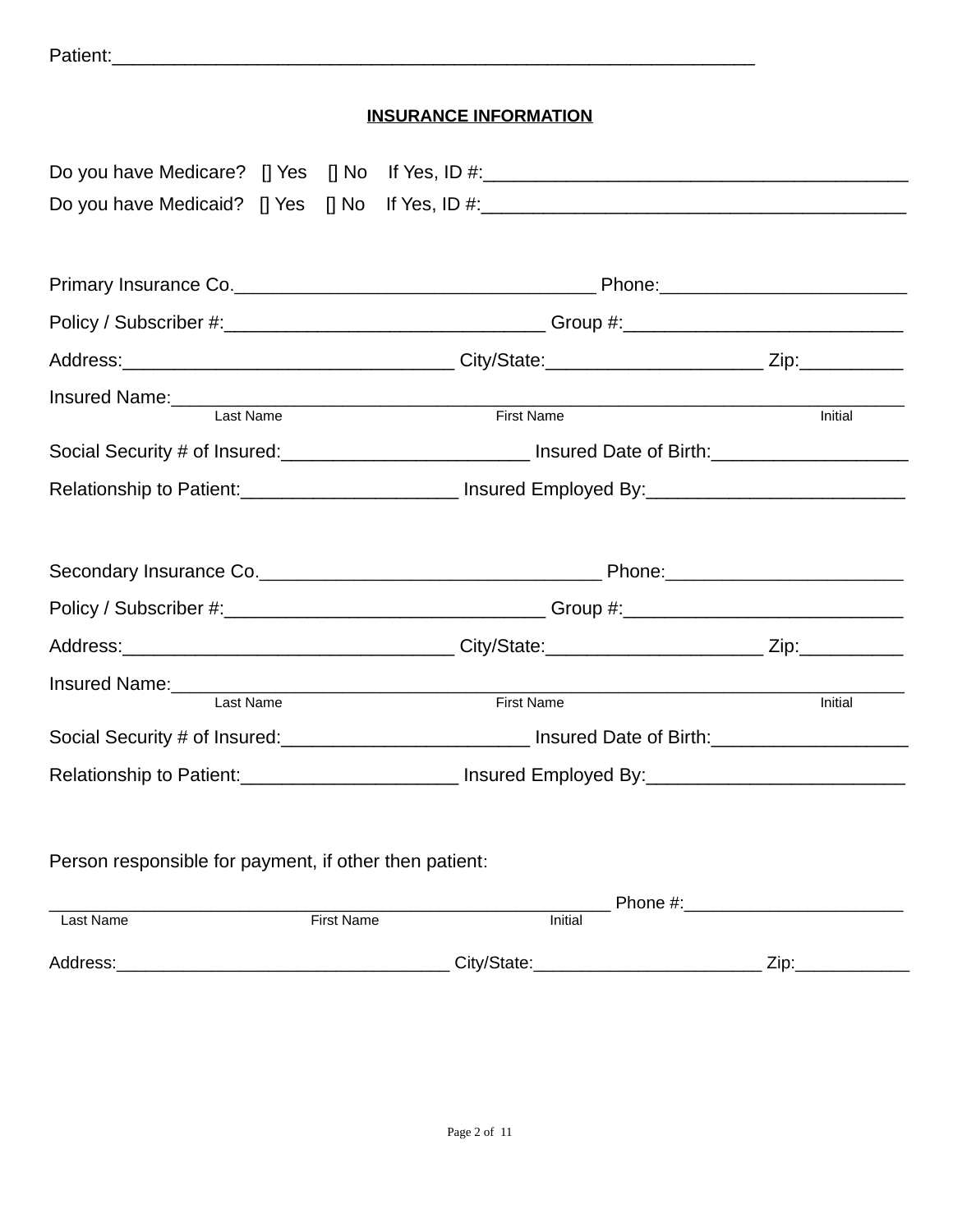Patient:_______________________________________________________________

**INSURANCE INFORMATION**

Do you have Medicare? [] Yes [] No If Yes, ID #:________________________________________

Do you have Medicaid? [] Yes [] No If Yes, ID #:________________________________________

Primary Insurance Co.___________________________________ Phone:________________________

Policy / Subscriber #:_______________________________ Group #:___________________________

Address:________________________________ City/State:____________________ Zip:__________

Insured Name:_____________________________________________________________________
Last Name First Name Initial

Social Security # of Insured:________________________ Insured Date of Birth:___________________

Relationship to Patient:_____________________ Insured Employed By:_________________________

Secondary Insurance Co.__________________________________ Phone:_______________________

Policy / Subscriber #:_______________________________ Group #:___________________________

Address:________________________________ City/State:____________________ Zip:__________

Insured Name:_____________________________________________________________________
Last Name First Name Initial

Social Security # of Insured:________________________ Insured Date of Birth:___________________

Relationship to Patient:_____________________ Insured Employed By:_________________________

Person responsible for payment, if other then patient:

______________________________________________________ Phone #:_______________________
Last Name First Name Initial

Address:_________________________________ City/State:______________________ Zip:___________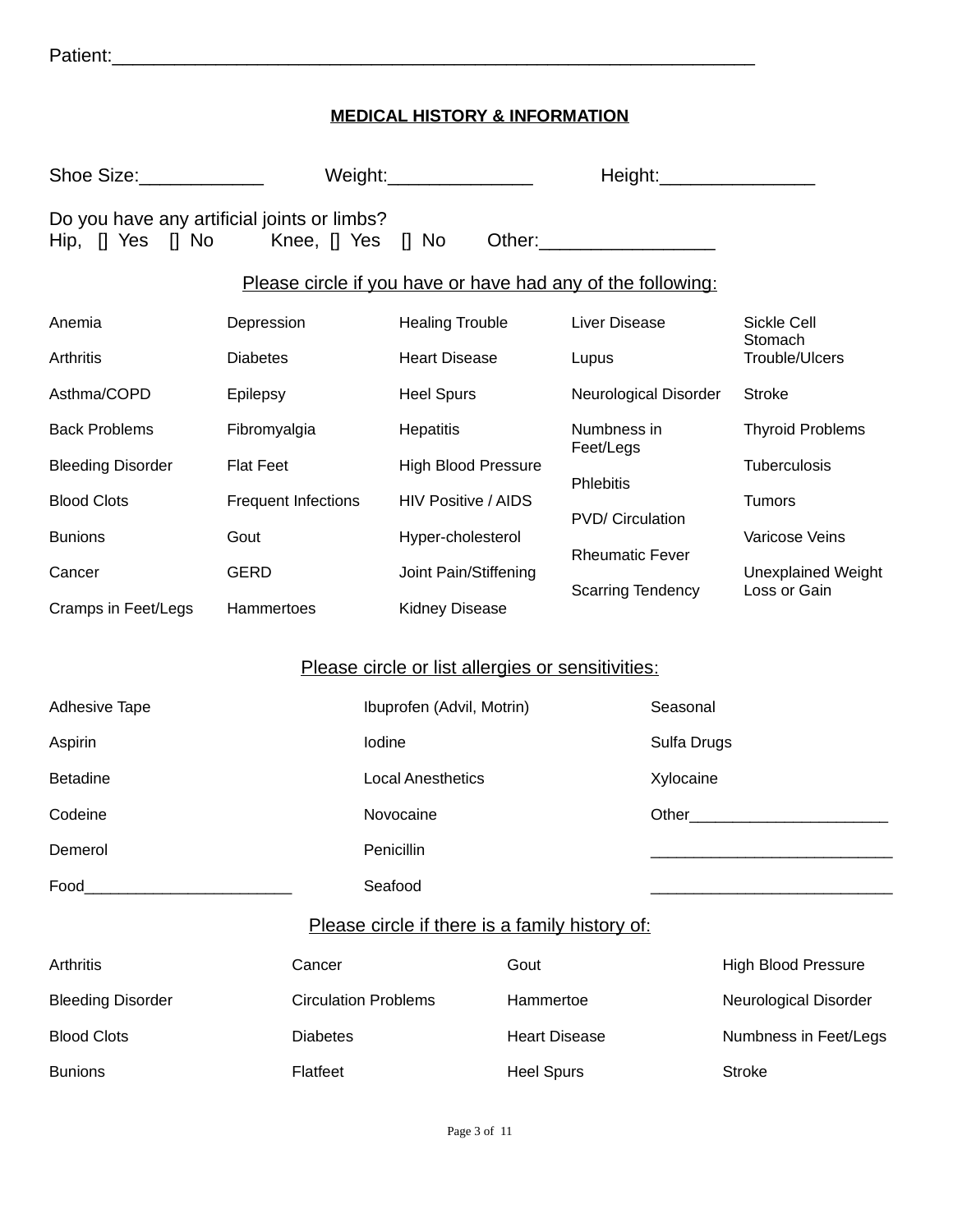Patient:_______________________________________________________________

## MEDICAL HISTORY & INFORMATION

Shoe Size:____________ Weight:______________ Height:_______________

Do you have any artificial joints or limbs?
Hip, [] Yes [] No Knee, [] Yes [] No Other:_________________

Please circle if you have or have had any of the following:

| | | | | |
|---|---|---|---|---|
| Anemia | Depression | Healing Trouble | Liver Disease | Sickle Cell |
| Arthritis | Diabetes | Heart Disease | Lupus | Stomach Trouble/Ulcers |
| Asthma/COPD | Epilepsy | Heel Spurs | Neurological Disorder | Stroke |
| Back Problems | Fibromyalgia | Hepatitis | Numbness in Feet/Legs | Thyroid Problems |
| Bleeding Disorder | Flat Feet | High Blood Pressure | Phlebitis | Tuberculosis |
| Blood Clots | Frequent Infections | HIV Positive / AIDS | PVD/ Circulation | Tumors |
| Bunions | Gout | Hyper-cholesterol | Rheumatic Fever | Varicose Veins |
| Cancer | GERD | Joint Pain/Stiffening | Scarring Tendency | Unexplained Weight Loss or Gain |
| Cramps in Feet/Legs | Hammertoes | Kidney Disease | | |

Please circle or list allergies or sensitivities:

| | | |
|---|---|---|
| Adhesive Tape | Ibuprofen (Advil, Motrin) | Seasonal |
| Aspirin | Iodine | Sulfa Drugs |
| Betadine | Local Anesthetics | Xylocaine |
| Codeine | Novocaine | Other_______________________ |
| Demerol | Penicillin | ____________________________ |
| Food________________________ | Seafood | ____________________________ |

Please circle if there is a family history of:

| | | | |
|---|---|---|---|
| Arthritis | Cancer | Gout | High Blood Pressure |
| Bleeding Disorder | Circulation Problems | Hammertoe | Neurological Disorder |
| Blood Clots | Diabetes | Heart Disease | Numbness in Feet/Legs |
| Bunions | Flatfeet | Heel Spurs | Stroke |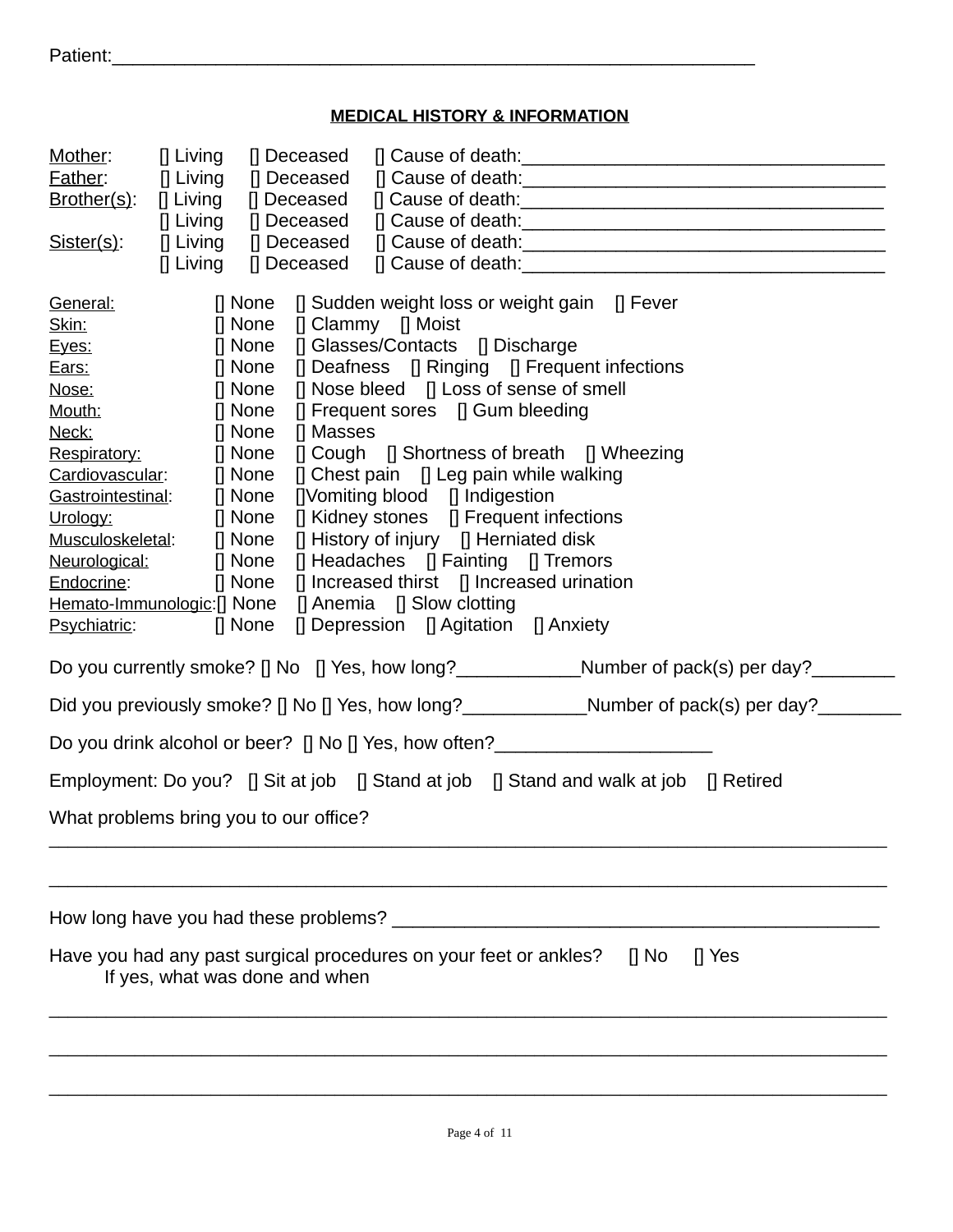Patient:_______________________________________________________________

**MEDICAL HISTORY & INFORMATION**

Mother: [] Living [] Deceased [] Cause of death:___________________________________
Father: [] Living [] Deceased [] Cause of death:___________________________________
Brother(s): [] Living [] Deceased [] Cause of death:___________________________________
[] Living [] Deceased [] Cause of death:___________________________________
Sister(s): [] Living [] Deceased [] Cause of death:___________________________________
[] Living [] Deceased [] Cause of death:___________________________________

General: [] None [] Sudden weight loss or weight gain [] Fever
Skin: [] None [] Clammy [] Moist
Eyes: [] None [] Glasses/Contacts [] Discharge
Ears: [] None [] Deafness [] Ringing [] Frequent infections
Nose: [] None [] Nose bleed [] Loss of sense of smell
Mouth: [] None [] Frequent sores [] Gum bleeding
Neck: [] None [] Masses
Respiratory: [] None [] Cough [] Shortness of breath [] Wheezing
Cardiovascular: [] None [] Chest pain [] Leg pain while walking
Gastrointestinal: [] None []Vomiting blood [] Indigestion
Urology: [] None [] Kidney stones [] Frequent infections
Musculoskeletal: [] None [] History of injury [] Herniated disk
Neurological: [] None [] Headaches [] Fainting [] Tremors
Endocrine: [] None [] Increased thirst [] Increased urination
Hemato-Immunologic:[] None [] Anemia [] Slow clotting
Psychiatric: [] None [] Depression [] Agitation [] Anxiety

Do you currently smoke? [] No [] Yes, how long?____________Number of pack(s) per day?________

Did you previously smoke? [] No [] Yes, how long?____________Number of pack(s) per day?________

Do you drink alcohol or beer? [] No [] Yes, how often?____________________

Employment: Do you? [] Sit at job [] Stand at job [] Stand and walk at job [] Retired

What problems bring you to our office?
_________________________________________________________________________________

_________________________________________________________________________________

How long have you had these problems? _______________________________________________

Have you had any past surgical procedures on your feet or ankles? [] No [] Yes
If yes, what was done and when

_________________________________________________________________________________

_________________________________________________________________________________

_________________________________________________________________________________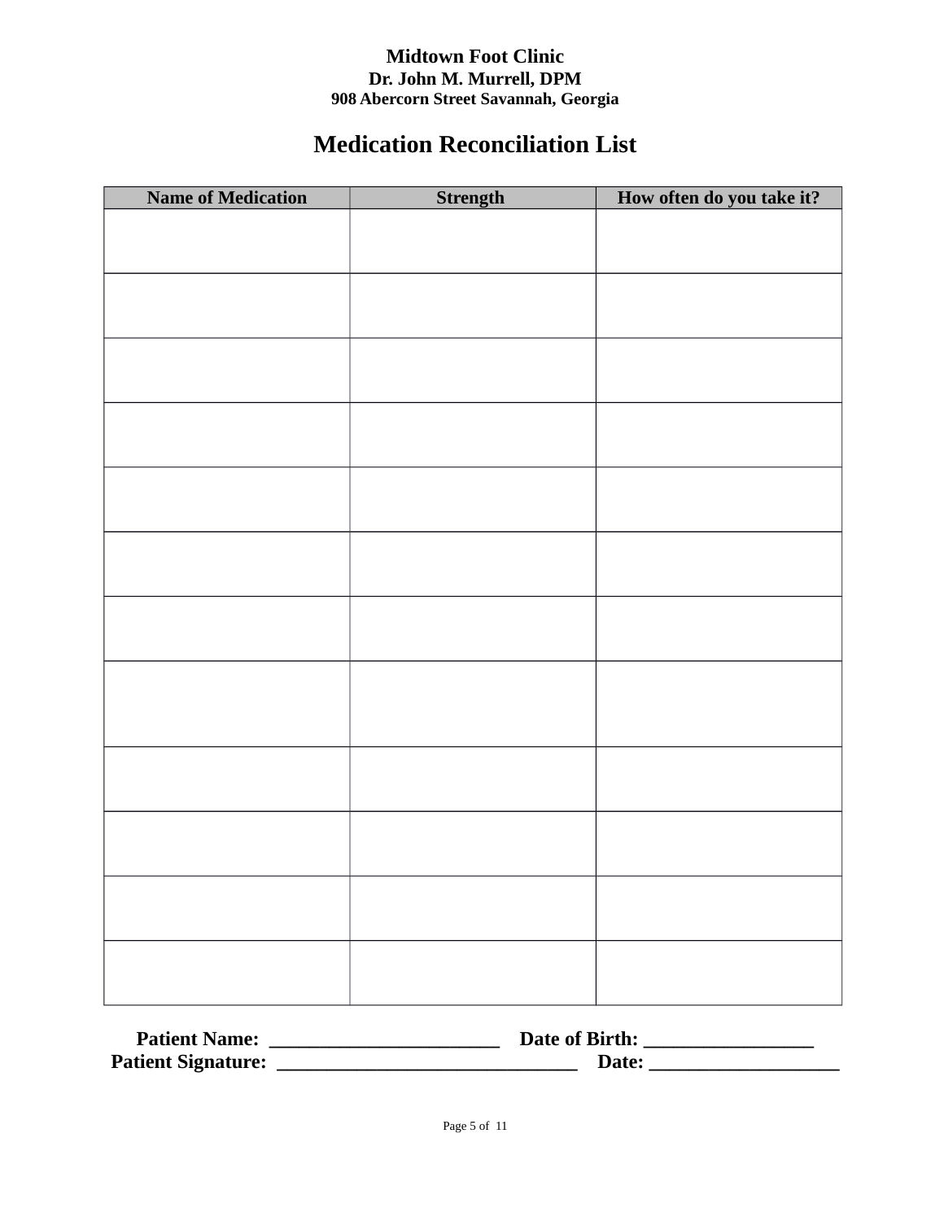**Midtown Foot Clinic**
**Dr. John M. Murrell, DPM**
**908 Abercorn Street Savannah, Georgia**

# Medication Reconciliation List

| Name of Medication | Strength | How often do you take it? |
|---|---|---|
| | | |
| | | |
| | | |
| | | |
| | | |
| | | |
| | | |
| | | |
| | | |
| | | |
| | | |
| | | |

**Patient Name: ______________________ Date of Birth: ________________**
**Patient Signature: _____________________________ Date: __________________**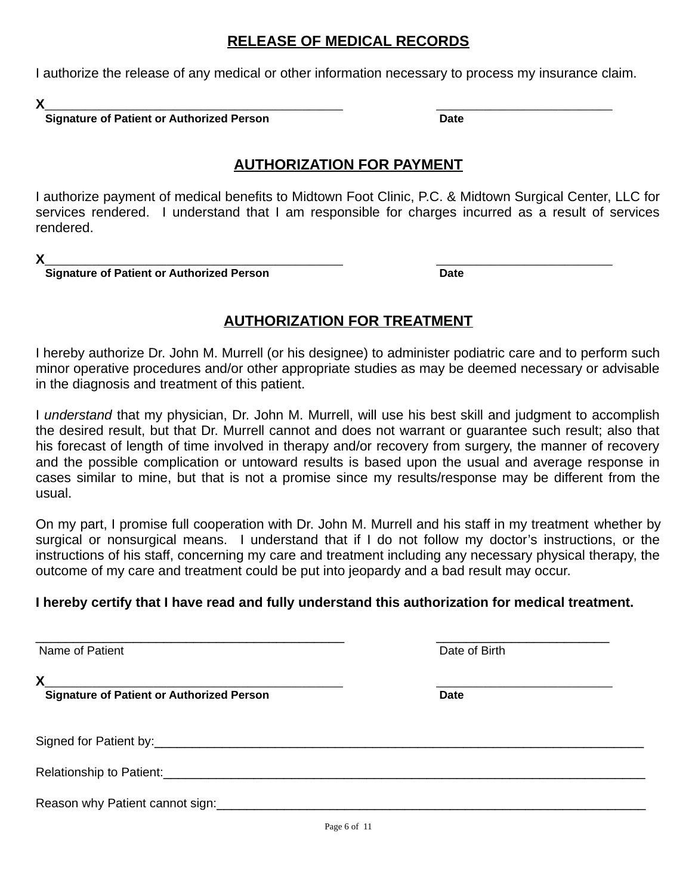## RELEASE OF MEDICAL RECORDS

I authorize the release of any medical or other information necessary to process my insurance claim.

X__________________________________________ __________________________

**Signature of Patient or Authorized Person** **Date**

## AUTHORIZATION FOR PAYMENT

I authorize payment of medical benefits to Midtown Foot Clinic, P.C. & Midtown Surgical Center, LLC for services rendered. I understand that I am responsible for charges incurred as a result of services rendered.

X__________________________________________ __________________________

**Signature of Patient or Authorized Person** **Date**

## AUTHORIZATION FOR TREATMENT

I hereby authorize Dr. John M. Murrell (or his designee) to administer podiatric care and to perform such minor operative procedures and/or other appropriate studies as may be deemed necessary or advisable in the diagnosis and treatment of this patient.

I *understand* that my physician, Dr. John M. Murrell, will use his best skill and judgment to accomplish the desired result, but that Dr. Murrell cannot and does not warrant or guarantee such result; also that his forecast of length of time involved in therapy and/or recovery from surgery, the manner of recovery and the possible complication or untoward results is based upon the usual and average response in cases similar to mine, but that is not a promise since my results/response may be different from the usual.

On my part, I promise full cooperation with Dr. John M. Murrell and his staff in my treatment whether by surgical or nonsurgical means. I understand that if I do not follow my doctor's instructions, or the instructions of his staff, concerning my care and treatment including any necessary physical therapy, the outcome of my care and treatment could be put into jeopardy and a bad result may occur.

**I hereby certify that I have read and fully understand this authorization for medical treatment.**

____________________________________________ __________________________

Name of Patient Date of Birth

X__________________________________________ __________________________

**Signature of Patient or Authorized Person** **Date**

Signed for Patient by:___________________________________________________________________________

Relationship to Patient:__________________________________________________________________________

Reason why Patient cannot sign:___________________________________________________________________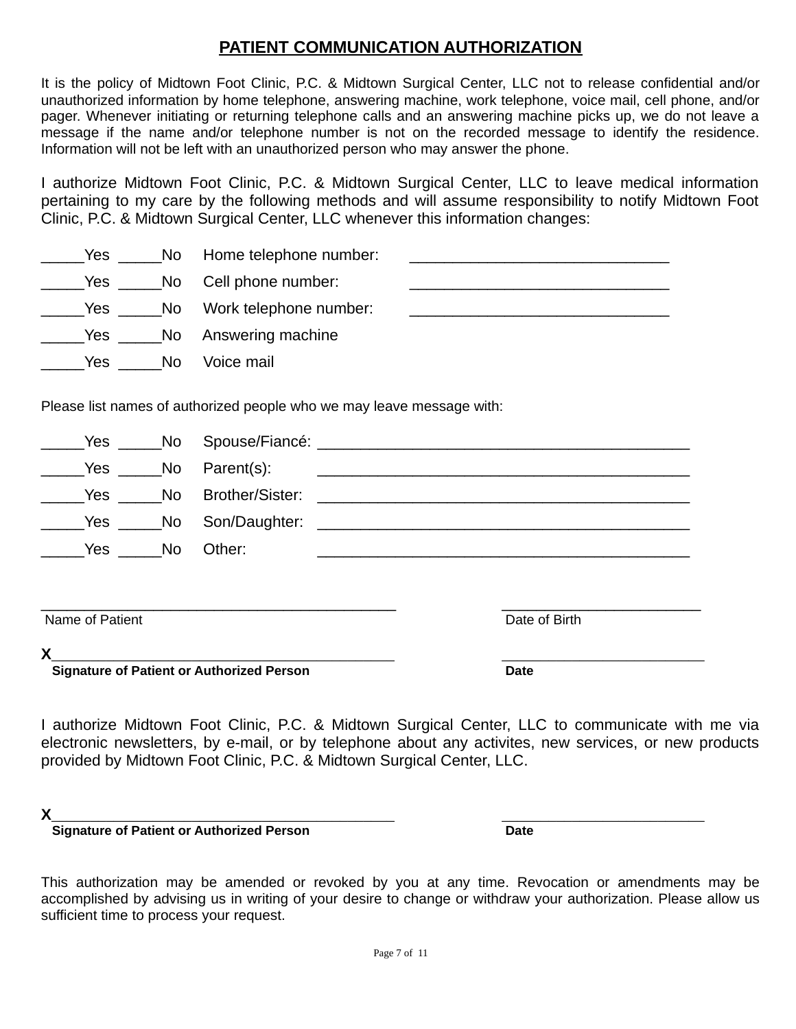# PATIENT COMMUNICATION AUTHORIZATION

It is the policy of Midtown Foot Clinic, P.C. & Midtown Surgical Center, LLC not to release confidential and/or unauthorized information by home telephone, answering machine, work telephone, voice mail, cell phone, and/or pager. Whenever initiating or returning telephone calls and an answering machine picks up, we do not leave a message if the name and/or telephone number is not on the recorded message to identify the residence. Information will not be left with an unauthorized person who may answer the phone.

I authorize Midtown Foot Clinic, P.C. & Midtown Surgical Center, LLC to leave medical information pertaining to my care by the following methods and will assume responsibility to notify Midtown Foot Clinic, P.C. & Midtown Surgical Center, LLC whenever this information changes:

_____Yes _____No Home telephone number: ______________________________

_____Yes _____No Cell phone number: ______________________________

_____Yes _____No Work telephone number: ______________________________

_____Yes _____No Answering machine

_____Yes _____No Voice mail

Please list names of authorized people who we may leave message with:

_____Yes _____No Spouse/Fiancé: ____________________________________________

_____Yes _____No Parent(s): ____________________________________________

_____Yes _____No Brother/Sister: ____________________________________________

_____Yes _____No Son/Daughter: ____________________________________________

_____Yes _____No Other: ____________________________________________

____________________________________________ ________________________
Name of Patient Date of Birth

X__________________________________________ ________________________
**Signature of Patient or Authorized Person** **Date**

I authorize Midtown Foot Clinic, P.C. & Midtown Surgical Center, LLC to communicate with me via electronic newsletters, by e-mail, or by telephone about any activites, new services, or new products provided by Midtown Foot Clinic, P.C. & Midtown Surgical Center, LLC.

X__________________________________________ ________________________
**Signature of Patient or Authorized Person** **Date**

This authorization may be amended or revoked by you at any time. Revocation or amendments may be accomplished by advising us in writing of your desire to change or withdraw your authorization. Please allow us sufficient time to process your request.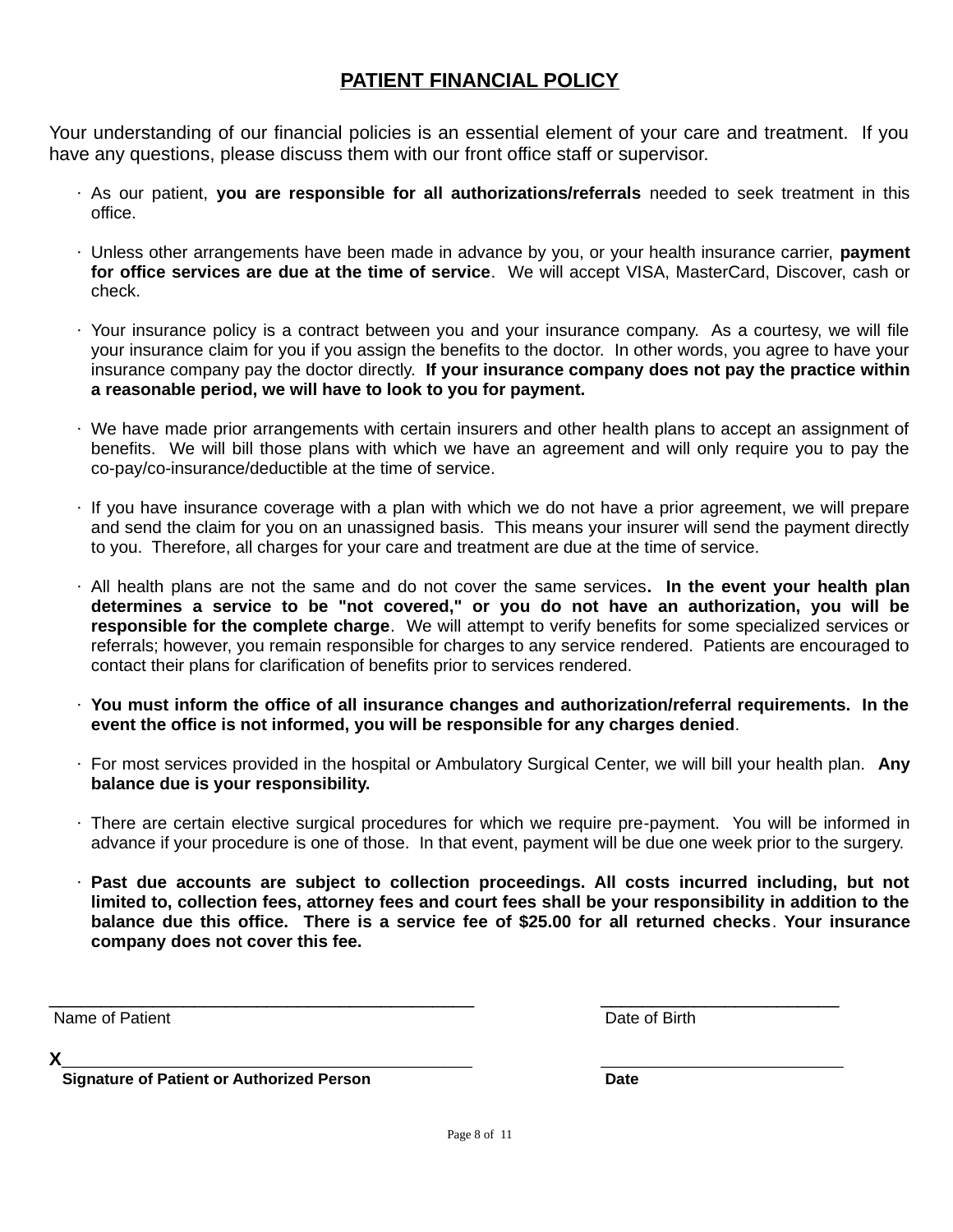# PATIENT FINANCIAL POLICY

Your understanding of our financial policies is an essential element of your care and treatment. If you have any questions, please discuss them with our front office staff or supervisor.

- As our patient, **you are responsible for all authorizations/referrals** needed to seek treatment in this office.
- Unless other arrangements have been made in advance by you, or your health insurance carrier, **payment for office services are due at the time of service**. We will accept VISA, MasterCard, Discover, cash or check.
- Your insurance policy is a contract between you and your insurance company. As a courtesy, we will file your insurance claim for you if you assign the benefits to the doctor. In other words, you agree to have your insurance company pay the doctor directly. **If your insurance company does not pay the practice within a reasonable period, we will have to look to you for payment.**
- We have made prior arrangements with certain insurers and other health plans to accept an assignment of benefits. We will bill those plans with which we have an agreement and will only require you to pay the co-pay/co-insurance/deductible at the time of service.
- If you have insurance coverage with a plan with which we do not have a prior agreement, we will prepare and send the claim for you on an unassigned basis. This means your insurer will send the payment directly to you. Therefore, all charges for your care and treatment are due at the time of service.
- All health plans are not the same and do not cover the same services. **In the event your health plan determines a service to be "not covered," or you do not have an authorization, you will be responsible for the complete charge**. We will attempt to verify benefits for some specialized services or referrals; however, you remain responsible for charges to any service rendered. Patients are encouraged to contact their plans for clarification of benefits prior to services rendered.
- **You must inform the office of all insurance changes and authorization/referral requirements. In the event the office is not informed, you will be responsible for any charges denied**.
- For most services provided in the hospital or Ambulatory Surgical Center, we will bill your health plan. **Any balance due is your responsibility.**
- There are certain elective surgical procedures for which we require pre-payment. You will be informed in advance if your procedure is one of those. In that event, payment will be due one week prior to the surgery.
- **Past due accounts are subject to collection proceedings. All costs incurred including, but not limited to, collection fees, attorney fees and court fees shall be your responsibility in addition to the balance due this office. There is a service fee of $25.00 for all returned checks**. **Your insurance company does not cover this fee.**

_____________________________________________ &nbsp;&nbsp;&nbsp;&nbsp; _________________________
Name of Patient &nbsp;&nbsp;&nbsp;&nbsp; Date of Birth

X____________________________________________ &nbsp;&nbsp;&nbsp;&nbsp; _________________________
**Signature of Patient or Authorized Person** &nbsp;&nbsp;&nbsp;&nbsp; **Date**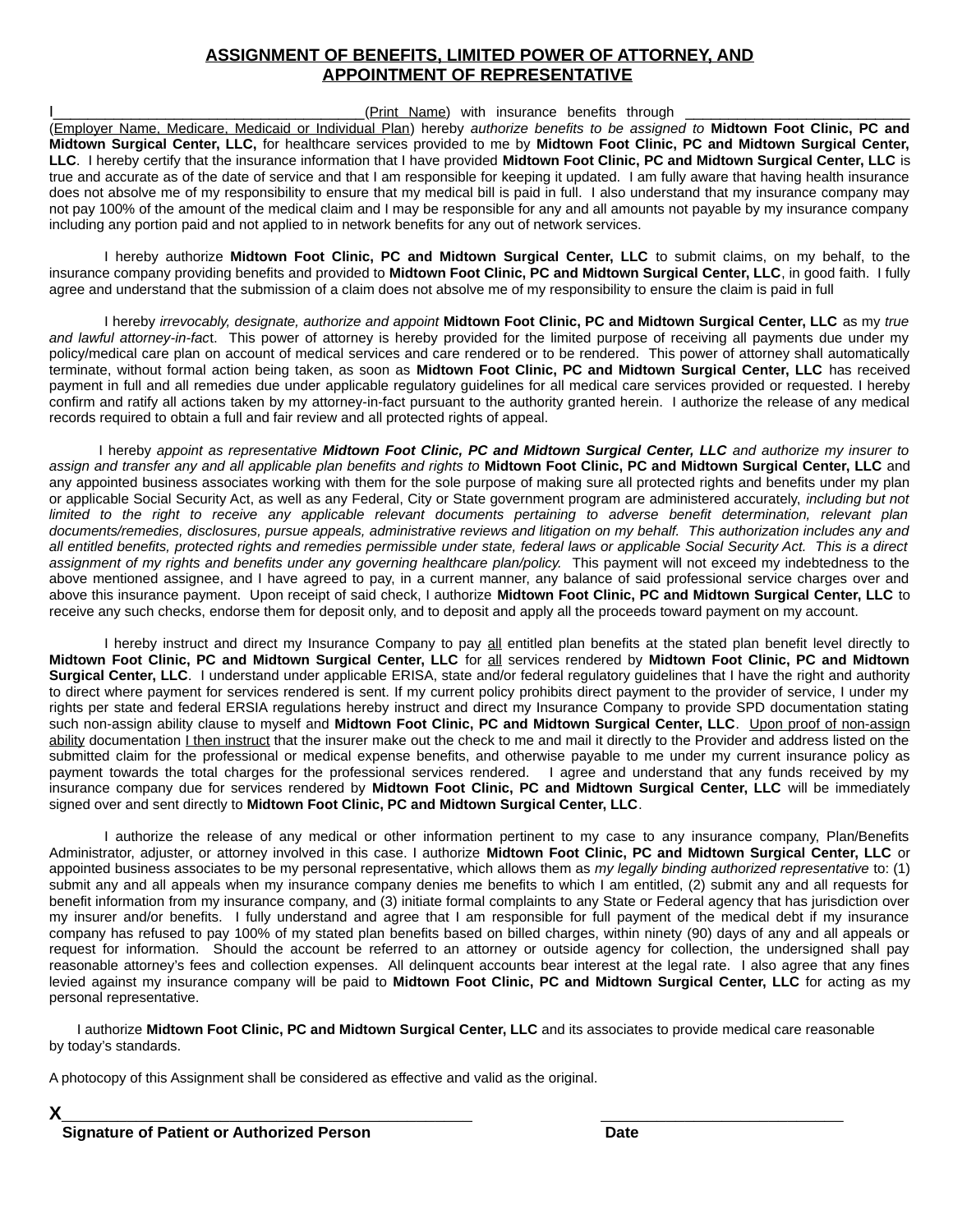## ASSIGNMENT OF BENEFITS, LIMITED POWER OF ATTORNEY, AND APPOINTMENT OF REPRESENTATIVE

I_______________________________________(Print Name) with insurance benefits through ___________________________ (Employer Name, Medicare, Medicaid or Individual Plan) hereby *authorize benefits to be assigned to* **Midtown Foot Clinic, PC and Midtown Surgical Center, LLC,** for healthcare services provided to me by **Midtown Foot Clinic, PC and Midtown Surgical Center, LLC**. I hereby certify that the insurance information that I have provided **Midtown Foot Clinic, PC and Midtown Surgical Center, LLC** is true and accurate as of the date of service and that I am responsible for keeping it updated. I am fully aware that having health insurance does not absolve me of my responsibility to ensure that my medical bill is paid in full. I also understand that my insurance company may not pay 100% of the amount of the medical claim and I may be responsible for any and all amounts not payable by my insurance company including any portion paid and not applied to in network benefits for any out of network services.

I hereby authorize **Midtown Foot Clinic, PC and Midtown Surgical Center, LLC** to submit claims, on my behalf, to the insurance company providing benefits and provided to **Midtown Foot Clinic, PC and Midtown Surgical Center, LLC**, in good faith. I fully agree and understand that the submission of a claim does not absolve me of my responsibility to ensure the claim is paid in full

I hereby *irrevocably, designate, authorize and appoint* **Midtown Foot Clinic, PC and Midtown Surgical Center, LLC** as my *true and lawful attorney-in-fac*t. This power of attorney is hereby provided for the limited purpose of receiving all payments due under my policy/medical care plan on account of medical services and care rendered or to be rendered. This power of attorney shall automatically terminate, without formal action being taken, as soon as **Midtown Foot Clinic, PC and Midtown Surgical Center, LLC** has received payment in full and all remedies due under applicable regulatory guidelines for all medical care services provided or requested. I hereby confirm and ratify all actions taken by my attorney-in-fact pursuant to the authority granted herein. I authorize the release of any medical records required to obtain a full and fair review and all protected rights of appeal.

I hereby *appoint as representative* ***Midtown Foot Clinic, PC and Midtown Surgical Center, LLC*** *and authorize my insurer to assign and transfer any and all applicable plan benefits and rights to* **Midtown Foot Clinic, PC and Midtown Surgical Center, LLC** and any appointed business associates working with them for the sole purpose of making sure all protected rights and benefits under my plan or applicable Social Security Act, as well as any Federal, City or State government program are administered accurately, *including but not limited to the right to receive any applicable relevant documents pertaining to adverse benefit determination, relevant plan documents/remedies, disclosures, pursue appeals, administrative reviews and litigation on my behalf. This authorization includes any and all entitled benefits, protected rights and remedies permissible under state, federal laws or applicable Social Security Act. This is a direct assignment of my rights and benefits under any governing healthcare plan/policy.* This payment will not exceed my indebtedness to the above mentioned assignee, and I have agreed to pay, in a current manner, any balance of said professional service charges over and above this insurance payment. Upon receipt of said check, I authorize **Midtown Foot Clinic, PC and Midtown Surgical Center, LLC** to receive any such checks, endorse them for deposit only, and to deposit and apply all the proceeds toward payment on my account.

I hereby instruct and direct my Insurance Company to pay all entitled plan benefits at the stated plan benefit level directly to **Midtown Foot Clinic, PC and Midtown Surgical Center, LLC** for all services rendered by **Midtown Foot Clinic, PC and Midtown Surgical Center, LLC**. I understand under applicable ERISA, state and/or federal regulatory guidelines that I have the right and authority to direct where payment for services rendered is sent. If my current policy prohibits direct payment to the provider of service, I under my rights per state and federal ERSIA regulations hereby instruct and direct my Insurance Company to provide SPD documentation stating such non-assign ability clause to myself and **Midtown Foot Clinic, PC and Midtown Surgical Center, LLC**. Upon proof of non-assign ability documentation I then instruct that the insurer make out the check to me and mail it directly to the Provider and address listed on the submitted claim for the professional or medical expense benefits, and otherwise payable to me under my current insurance policy as payment towards the total charges for the professional services rendered. I agree and understand that any funds received by my insurance company due for services rendered by **Midtown Foot Clinic, PC and Midtown Surgical Center, LLC** will be immediately signed over and sent directly to **Midtown Foot Clinic, PC and Midtown Surgical Center, LLC**.

I authorize the release of any medical or other information pertinent to my case to any insurance company, Plan/Benefits Administrator, adjuster, or attorney involved in this case. I authorize **Midtown Foot Clinic, PC and Midtown Surgical Center, LLC** or appointed business associates to be my personal representative, which allows them as *my legally binding authorized representative* to: (1) submit any and all appeals when my insurance company denies me benefits to which I am entitled, (2) submit any and all requests for benefit information from my insurance company, and (3) initiate formal complaints to any State or Federal agency that has jurisdiction over my insurer and/or benefits. I fully understand and agree that I am responsible for full payment of the medical debt if my insurance company has refused to pay 100% of my stated plan benefits based on billed charges, within ninety (90) days of any and all appeals or request for information. Should the account be referred to an attorney or outside agency for collection, the undersigned shall pay reasonable attorney's fees and collection expenses. All delinquent accounts bear interest at the legal rate. I also agree that any fines levied against my insurance company will be paid to **Midtown Foot Clinic, PC and Midtown Surgical Center, LLC** for acting as my personal representative.

I authorize **Midtown Foot Clinic, PC and Midtown Surgical Center, LLC** and its associates to provide medical care reasonable by today's standards.

A photocopy of this Assignment shall be considered as effective and valid as the original.

**X**_______________________________________________ ____________________________

**Signature of Patient or Authorized Person** **Date**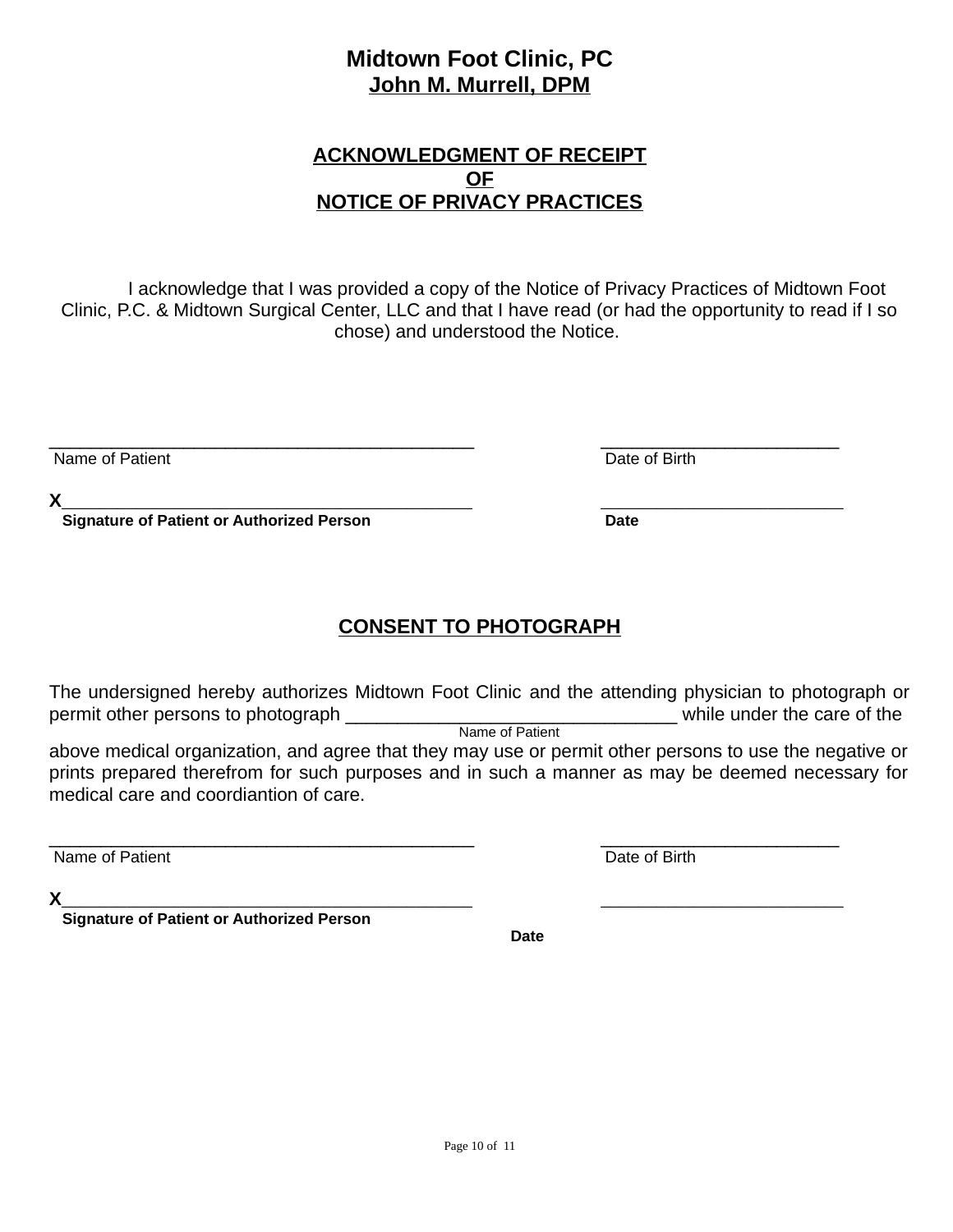# Midtown Foot Clinic, PC
## John M. Murrell, DPM

## ACKNOWLEDGMENT OF RECEIPT OF NOTICE OF PRIVACY PRACTICES

I acknowledge that I was provided a copy of the Notice of Privacy Practices of Midtown Foot Clinic, P.C. & Midtown Surgical Center, LLC and that I have read (or had the opportunity to read if I so chose) and understood the Notice.

\_\_\_\_\_\_\_\_\_\_\_\_\_\_\_\_\_\_\_\_\_\_\_\_\_\_\_\_\_\_\_\_\_\_\_\_\_\_\_\_\_\_\_\_ \_\_\_\_\_\_\_\_\_\_\_\_\_\_\_\_\_\_\_\_\_\_\_\_\_
Name of Patient Date of Birth

X\_\_\_\_\_\_\_\_\_\_\_\_\_\_\_\_\_\_\_\_\_\_\_\_\_\_\_\_\_\_\_\_\_\_\_\_\_\_\_\_\_\_\_\_ \_\_\_\_\_\_\_\_\_\_\_\_\_\_\_\_\_\_\_\_\_\_\_\_\_
**Signature of Patient or Authorized Person** **Date**

## CONSENT TO PHOTOGRAPH

The undersigned hereby authorizes Midtown Foot Clinic and the attending physician to photograph or permit other persons to photograph \_\_\_\_\_\_\_\_\_\_\_\_\_\_\_\_\_\_\_\_\_\_\_\_\_\_\_\_\_\_\_\_ while under the care of the
Name of Patient
above medical organization, and agree that they may use or permit other persons to use the negative or prints prepared therefrom for such purposes and in such a manner as may be deemed necessary for medical care and coordiantion of care.

\_\_\_\_\_\_\_\_\_\_\_\_\_\_\_\_\_\_\_\_\_\_\_\_\_\_\_\_\_\_\_\_\_\_\_\_\_\_\_\_\_\_\_\_ \_\_\_\_\_\_\_\_\_\_\_\_\_\_\_\_\_\_\_\_\_\_\_\_\_
Name of Patient Date of Birth

X\_\_\_\_\_\_\_\_\_\_\_\_\_\_\_\_\_\_\_\_\_\_\_\_\_\_\_\_\_\_\_\_\_\_\_\_\_\_\_\_\_\_\_\_ \_\_\_\_\_\_\_\_\_\_\_\_\_\_\_\_\_\_\_\_\_\_\_\_\_
**Signature of Patient or Authorized Person**
**Date**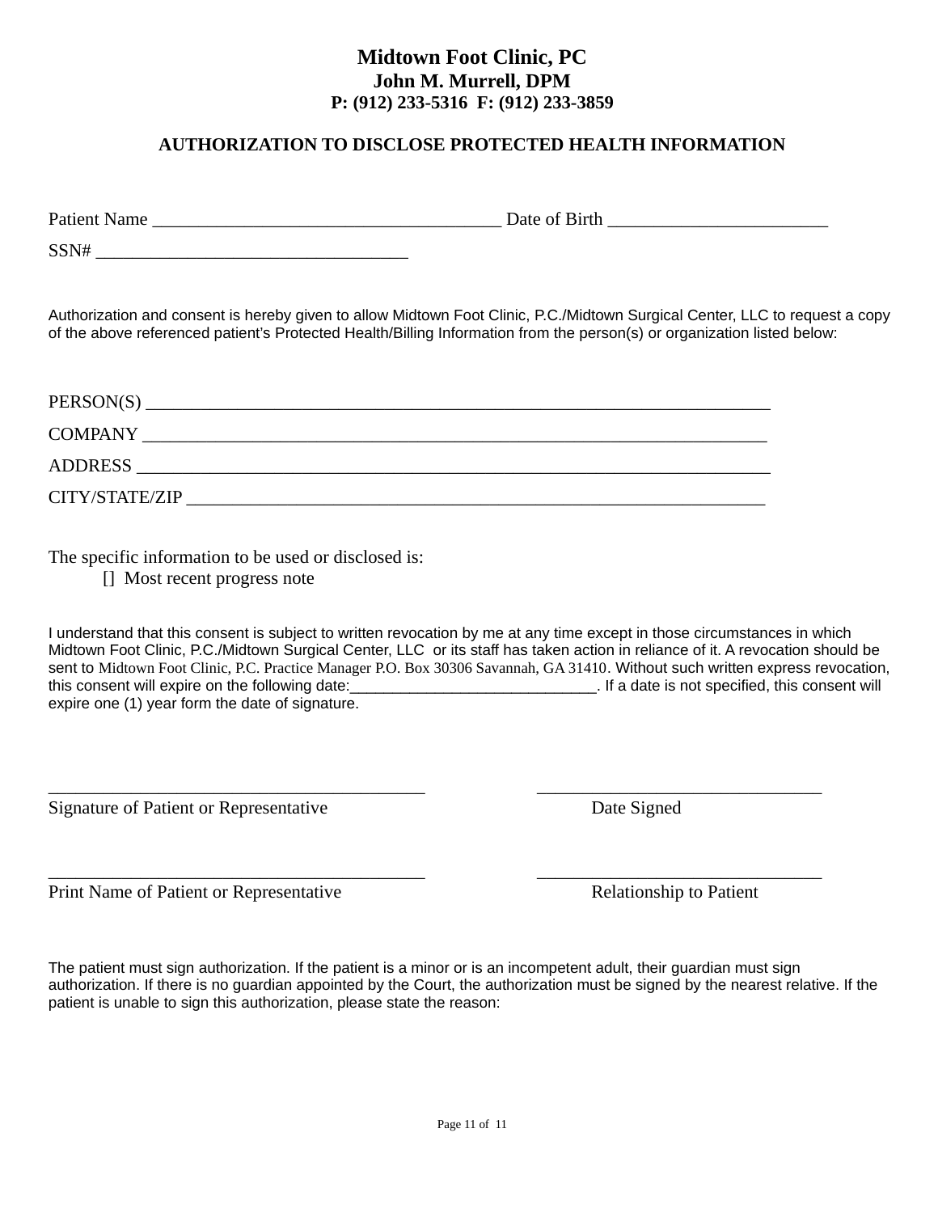# Midtown Foot Clinic, PC

**John M. Murrell, DPM**

**P: (912) 233-5316 F: (912) 233-3859**

## AUTHORIZATION TO DISCLOSE PROTECTED HEALTH INFORMATION

Patient Name ______________________________________ Date of Birth ________________________

SSN# __________________________________

Authorization and consent is hereby given to allow Midtown Foot Clinic, P.C./Midtown Surgical Center, LLC to request a copy of the above referenced patient's Protected Health/Billing Information from the person(s) or organization listed below:

PERSON(S) ____________________________________________________________________

COMPANY _____________________________________________________________________

ADDRESS ______________________________________________________________________

CITY/STATE/ZIP _______________________________________________________________

The specific information to be used or disclosed is:

[] Most recent progress note

I understand that this consent is subject to written revocation by me at any time except in those circumstances in which Midtown Foot Clinic, P.C./Midtown Surgical Center, LLC or its staff has taken action in reliance of it. A revocation should be sent to Midtown Foot Clinic, P.C. Practice Manager P.O. Box 30306 Savannah, GA 31410. Without such written express revocation, this consent will expire on the following date:_____________________________. If a date is not specified, this consent will expire one (1) year form the date of signature.

_________________________________________ _______________________________

Signature of Patient or Representative Date Signed

_________________________________________ _______________________________

Print Name of Patient or Representative Relationship to Patient

The patient must sign authorization. If the patient is a minor or is an incompetent adult, their guardian must sign authorization. If there is no guardian appointed by the Court, the authorization must be signed by the nearest relative. If the patient is unable to sign this authorization, please state the reason: